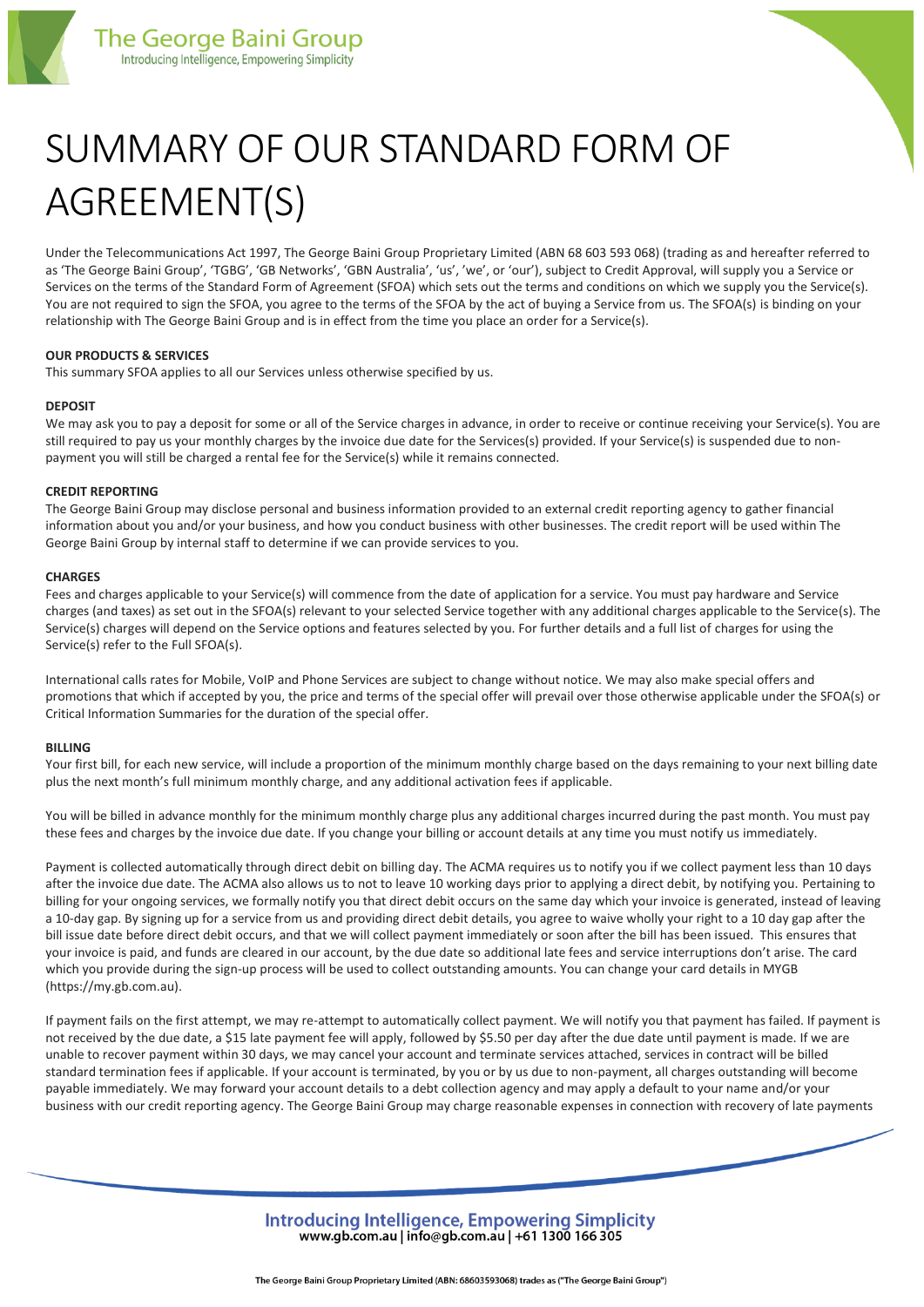# SUMMARY OF OUR STANDARD FORM OF AGREEMENT(S)

Under the Telecommunications Act 1997, The George Baini Group Proprietary Limited (ABN 68 603 593 068) (trading as and hereafter referred to as 'The George Baini Group', 'TGBG', 'GB Networks', 'GBN Australia', 'us', 'we', or 'our'), subject to Credit Approval, will supply you a Service or Services on the terms of the Standard Form of Agreement (SFOA) which sets out the terms and conditions on which we supply you the Service(s). You are not required to sign the SFOA, you agree to the terms of the SFOA by the act of buying a Service from us. The SFOA(s) is binding on your relationship with The George Baini Group and is in effect from the time you place an order for a Service(s).

**OUR PRODUCTS & SERVICES**

This summary SFOA applies to all our Services unless otherwise specified by us.

**DEPOSIT**

We may ask you to pay a deposit for some or all of the Service charges in advance, in order to receive or continue receiving your Service(s). You are still required to pay us your monthly charges by the invoice due date for the Services(s) provided. If your Service(s) is suspended due to non-payment you will still be charged a rental fee for the Service(s) while it remains connected.

**CREDIT REPORTING**

The George Baini Group may disclose personal and business information provided to an external credit reporting agency to gather financial information about you and/or your business, and how you conduct business with other businesses. The credit report will be used within The George Baini Group by internal staff to determine if we can provide services to you.

**CHARGES**

Fees and charges applicable to your Service(s) will commence from the date of application for a service. You must pay hardware and Service charges (and taxes) as set out in the SFOA(s) relevant to your selected Service together with any additional charges applicable to the Service(s). The Service(s) charges will depend on the Service options and features selected by you. For further details and a full list of charges for using the Service(s) refer to the Full SFOA(s).

International calls rates for Mobile, VoIP and Phone Services are subject to change without notice. We may also make special offers and promotions that which if accepted by you, the price and terms of the special offer will prevail over those otherwise applicable under the SFOA(s) or Critical Information Summaries for the duration of the special offer.

**BILLING**

Your first bill, for each new service, will include a proportion of the minimum monthly charge based on the days remaining to your next billing date plus the next month's full minimum monthly charge, and any additional activation fees if applicable.

You will be billed in advance monthly for the minimum monthly charge plus any additional charges incurred during the past month. You must pay these fees and charges by the invoice due date. If you change your billing or account details at any time you must notify us immediately.

Payment is collected automatically through direct debit on billing day. The ACMA requires us to notify you if we collect payment less than 10 days after the invoice due date. The ACMA also allows us to not to leave 10 working days prior to applying a direct debit, by notifying you. Pertaining to billing for your ongoing services, we formally notify you that direct debit occurs on the same day which your invoice is generated, instead of leaving a 10-day gap. By signing up for a service from us and providing direct debit details, you agree to waive wholly your right to a 10 day gap after the bill issue date before direct debit occurs, and that we will collect payment immediately or soon after the bill has been issued. This ensures that your invoice is paid, and funds are cleared in our account, by the due date so additional late fees and service interruptions don't arise. The card which you provide during the sign-up process will be used to collect outstanding amounts. You can change your card details in MYGB (https://my.gb.com.au).

If payment fails on the first attempt, we may re-attempt to automatically collect payment. We will notify you that payment has failed. If payment is not received by the due date, a $15 late payment fee will apply, followed by $5.50 per day after the due date until payment is made. If we are unable to recover payment within 30 days, we may cancel your account and terminate services attached, services in contract will be billed standard termination fees if applicable. If your account is terminated, by you or by us due to non-payment, all charges outstanding will become payable immediately. We may forward your account details to a debt collection agency and may apply a default to your name and/or your business with our credit reporting agency. The George Baini Group may charge reasonable expenses in connection with recovery of late payments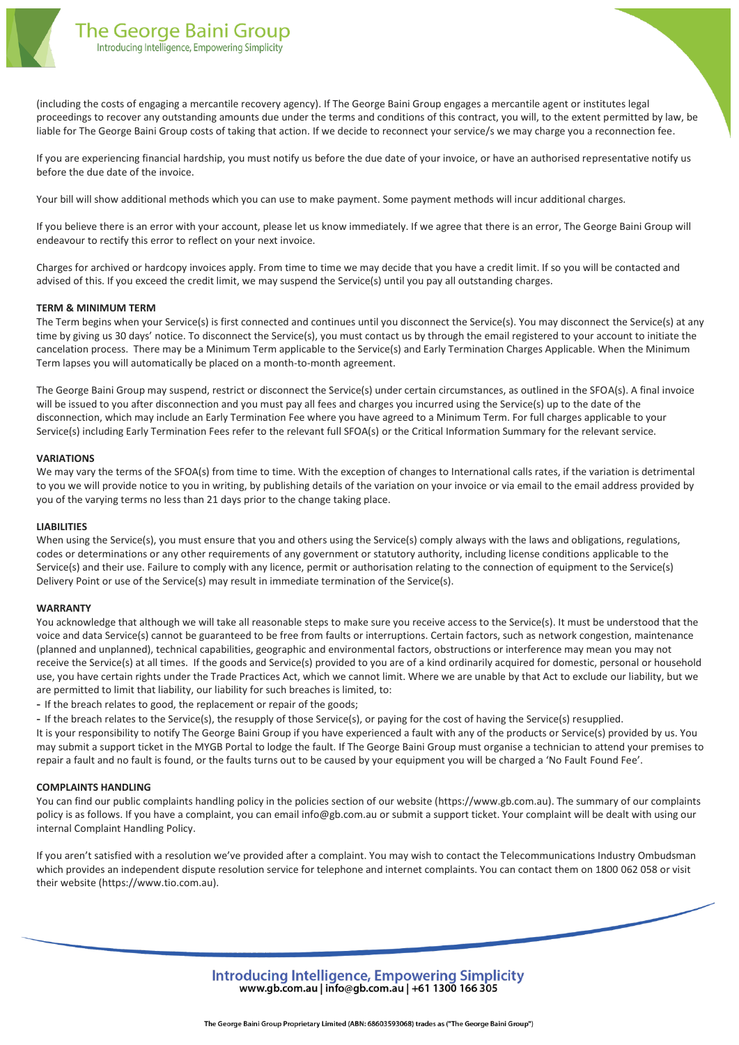(including the costs of engaging a mercantile recovery agency). If The George Baini Group engages a mercantile agent or institutes legal proceedings to recover any outstanding amounts due under the terms and conditions of this contract, you will, to the extent permitted by law, be liable for The George Baini Group costs of taking that action. If we decide to reconnect your service/s we may charge you a reconnection fee.

If you are experiencing financial hardship, you must notify us before the due date of your invoice, or have an authorised representative notify us before the due date of the invoice.

Your bill will show additional methods which you can use to make payment. Some payment methods will incur additional charges.

If you believe there is an error with your account, please let us know immediately. If we agree that there is an error, The George Baini Group will endeavour to rectify this error to reflect on your next invoice.

Charges for archived or hardcopy invoices apply. From time to time we may decide that you have a credit limit. If so you will be contacted and advised of this. If you exceed the credit limit, we may suspend the Service(s) until you pay all outstanding charges.

**TERM & MINIMUM TERM**

The Term begins when your Service(s) is first connected and continues until you disconnect the Service(s). You may disconnect the Service(s) at any time by giving us 30 days' notice. To disconnect the Service(s), you must contact us by through the email registered to your account to initiate the cancelation process. There may be a Minimum Term applicable to the Service(s) and Early Termination Charges Applicable. When the Minimum Term lapses you will automatically be placed on a month-to-month agreement.

The George Baini Group may suspend, restrict or disconnect the Service(s) under certain circumstances, as outlined in the SFOA(s). A final invoice will be issued to you after disconnection and you must pay all fees and charges you incurred using the Service(s) up to the date of the disconnection, which may include an Early Termination Fee where you have agreed to a Minimum Term. For full charges applicable to your Service(s) including Early Termination Fees refer to the relevant full SFOA(s) or the Critical Information Summary for the relevant service.

**VARIATIONS**

We may vary the terms of the SFOA(s) from time to time. With the exception of changes to International calls rates, if the variation is detrimental to you we will provide notice to you in writing, by publishing details of the variation on your invoice or via email to the email address provided by you of the varying terms no less than 21 days prior to the change taking place.

**LIABILITIES**

When using the Service(s), you must ensure that you and others using the Service(s) comply always with the laws and obligations, regulations, codes or determinations or any other requirements of any government or statutory authority, including license conditions applicable to the Service(s) and their use. Failure to comply with any licence, permit or authorisation relating to the connection of equipment to the Service(s) Delivery Point or use of the Service(s) may result in immediate termination of the Service(s).

**WARRANTY**

You acknowledge that although we will take all reasonable steps to make sure you receive access to the Service(s). It must be understood that the voice and data Service(s) cannot be guaranteed to be free from faults or interruptions. Certain factors, such as network congestion, maintenance (planned and unplanned), technical capabilities, geographic and environmental factors, obstructions or interference may mean you may not receive the Service(s) at all times. If the goods and Service(s) provided to you are of a kind ordinarily acquired for domestic, personal or household use, you have certain rights under the Trade Practices Act, which we cannot limit. Where we are unable by that Act to exclude our liability, but we are permitted to limit that liability, our liability for such breaches is limited, to:

- If the breach relates to good, the replacement or repair of the goods;
- If the breach relates to the Service(s), the resupply of those Service(s), or paying for the cost of having the Service(s) resupplied.

It is your responsibility to notify The George Baini Group if you have experienced a fault with any of the products or Service(s) provided by us. You may submit a support ticket in the MYGB Portal to lodge the fault. If The George Baini Group must organise a technician to attend your premises to repair a fault and no fault is found, or the faults turns out to be caused by your equipment you will be charged a 'No Fault Found Fee'.

**COMPLAINTS HANDLING**

You can find our public complaints handling policy in the policies section of our website (https://www.gb.com.au). The summary of our complaints policy is as follows. If you have a complaint, you can email info@gb.com.au or submit a support ticket. Your complaint will be dealt with using our internal Complaint Handling Policy.

If you aren't satisfied with a resolution we've provided after a complaint. You may wish to contact the Telecommunications Industry Ombudsman which provides an independent dispute resolution service for telephone and internet complaints. You can contact them on 1800 062 058 or visit their website (https://www.tio.com.au).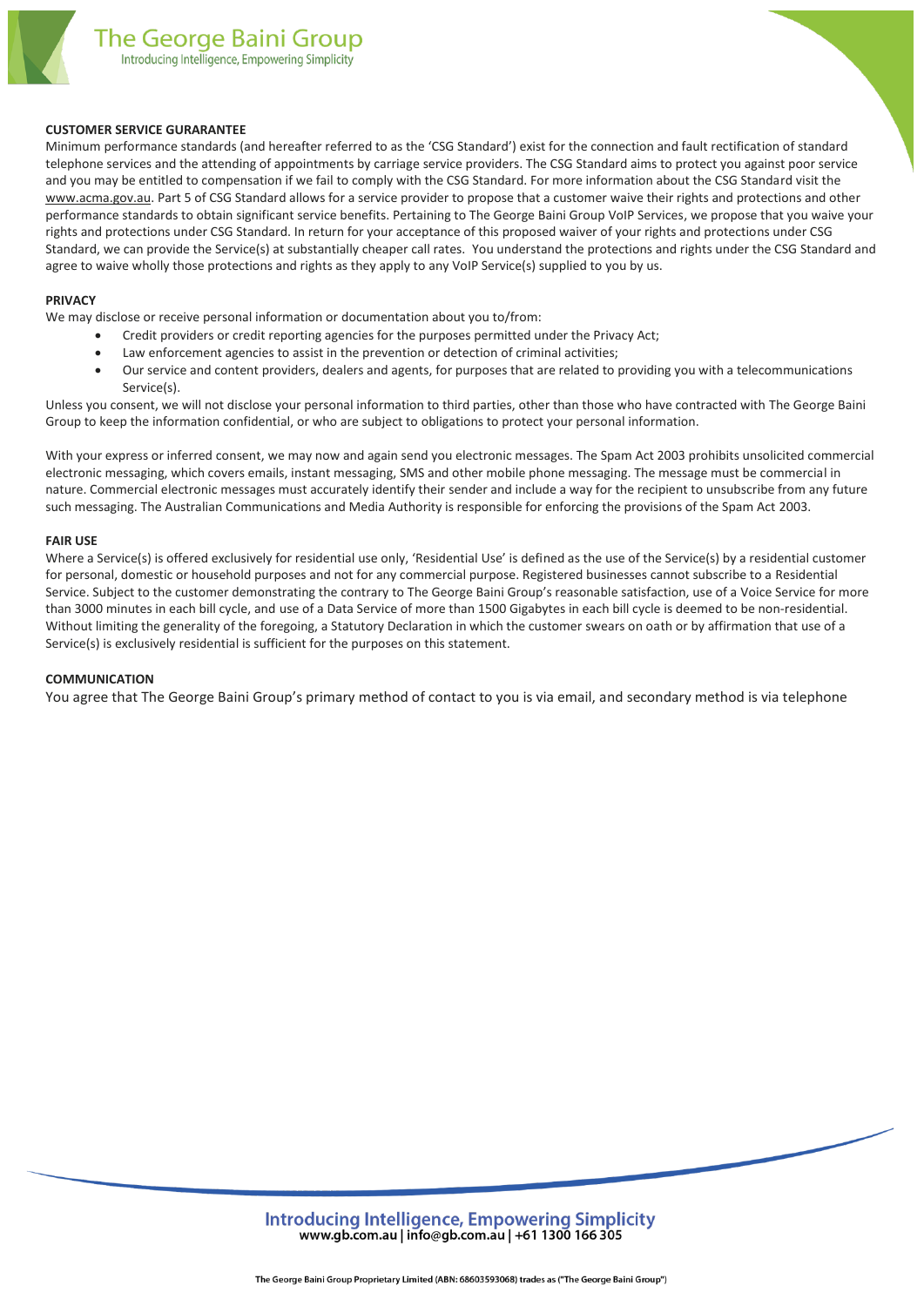**CUSTOMER SERVICE GURARANTEE**

Minimum performance standards (and hereafter referred to as the 'CSG Standard') exist for the connection and fault rectification of standard telephone services and the attending of appointments by carriage service providers. The CSG Standard aims to protect you against poor service and you may be entitled to compensation if we fail to comply with the CSG Standard. For more information about the CSG Standard visit the www.acma.gov.au. Part 5 of CSG Standard allows for a service provider to propose that a customer waive their rights and protections and other performance standards to obtain significant service benefits. Pertaining to The George Baini Group VoIP Services, we propose that you waive your rights and protections under CSG Standard. In return for your acceptance of this proposed waiver of your rights and protections under CSG Standard, we can provide the Service(s) at substantially cheaper call rates. You understand the protections and rights under the CSG Standard and agree to waive wholly those protections and rights as they apply to any VoIP Service(s) supplied to you by us.

**PRIVACY**

We may disclose or receive personal information or documentation about you to/from:

- Credit providers or credit reporting agencies for the purposes permitted under the Privacy Act;
- Law enforcement agencies to assist in the prevention or detection of criminal activities;
- Our service and content providers, dealers and agents, for purposes that are related to providing you with a telecommunications Service(s).

Unless you consent, we will not disclose your personal information to third parties, other than those who have contracted with The George Baini Group to keep the information confidential, or who are subject to obligations to protect your personal information.

With your express or inferred consent, we may now and again send you electronic messages. The Spam Act 2003 prohibits unsolicited commercial electronic messaging, which covers emails, instant messaging, SMS and other mobile phone messaging. The message must be commercial in nature. Commercial electronic messages must accurately identify their sender and include a way for the recipient to unsubscribe from any future such messaging. The Australian Communications and Media Authority is responsible for enforcing the provisions of the Spam Act 2003.

**FAIR USE**

Where a Service(s) is offered exclusively for residential use only, 'Residential Use' is defined as the use of the Service(s) by a residential customer for personal, domestic or household purposes and not for any commercial purpose. Registered businesses cannot subscribe to a Residential Service. Subject to the customer demonstrating the contrary to The George Baini Group's reasonable satisfaction, use of a Voice Service for more than 3000 minutes in each bill cycle, and use of a Data Service of more than 1500 Gigabytes in each bill cycle is deemed to be non-residential. Without limiting the generality of the foregoing, a Statutory Declaration in which the customer swears on oath or by affirmation that use of a Service(s) is exclusively residential is sufficient for the purposes on this statement.

**COMMUNICATION**

You agree that The George Baini Group's primary method of contact to you is via email, and secondary method is via telephone